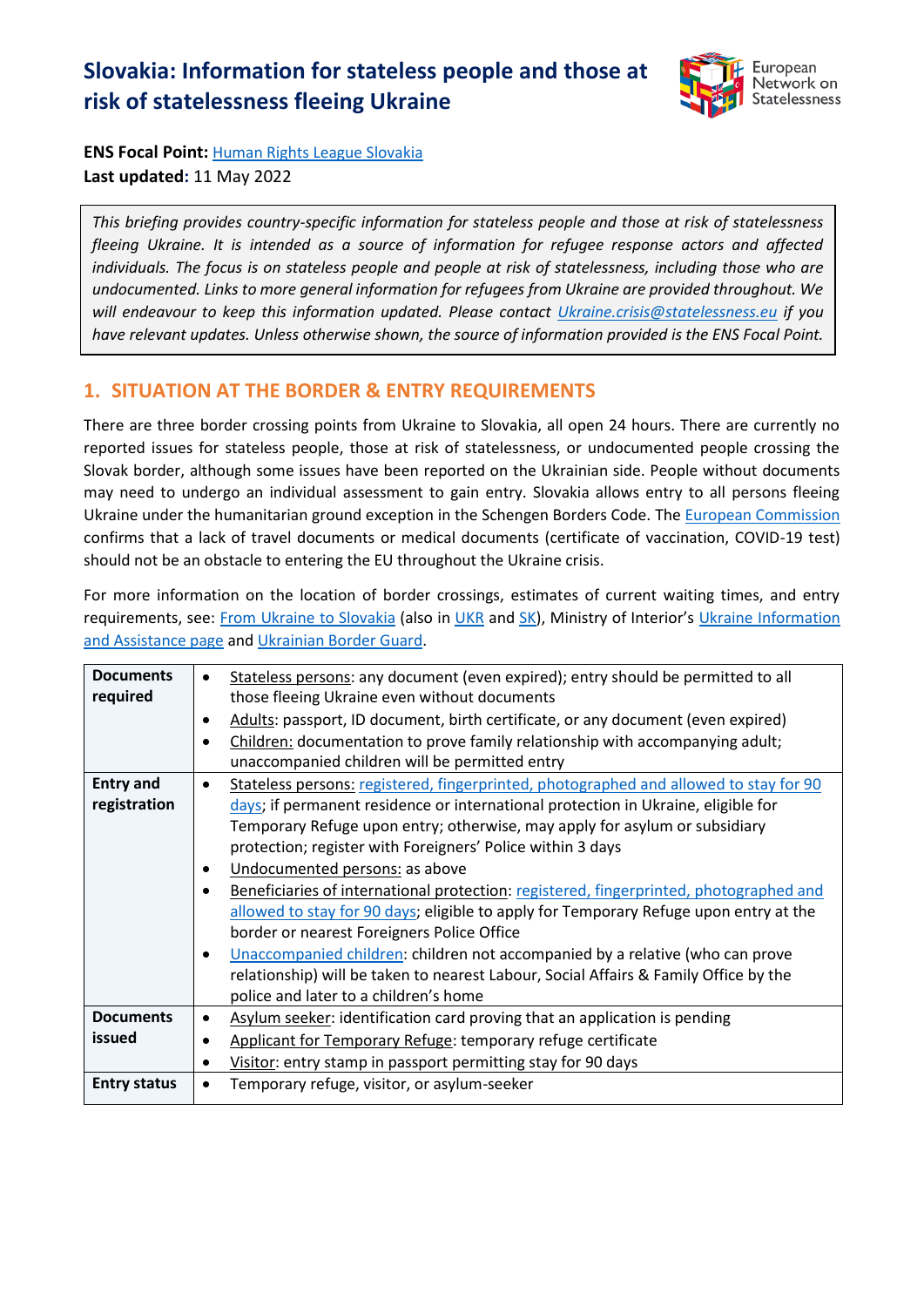# Slovakia: Information for stateless people and those at risk of statelessness fleeing Ukraine

**ENS Focal Point:** Human Rights League Slovakia
**Last updated:** 11 May 2022

*This briefing provides country-specific information for stateless people and those at risk of statelessness fleeing Ukraine. It is intended as a source of information for refugee response actors and affected individuals. The focus is on stateless people and people at risk of statelessness, including those who are undocumented. Links to more general information for refugees from Ukraine are provided throughout. We will endeavour to keep this information updated. Please contact Ukraine.crisis@statelessness.eu if you have relevant updates. Unless otherwise shown, the source of information provided is the ENS Focal Point.*

## 1. SITUATION AT THE BORDER & ENTRY REQUIREMENTS

There are three border crossing points from Ukraine to Slovakia, all open 24 hours. There are currently no reported issues for stateless people, those at risk of statelessness, or undocumented people crossing the Slovak border, although some issues have been reported on the Ukrainian side. People without documents may need to undergo an individual assessment to gain entry. Slovakia allows entry to all persons fleeing Ukraine under the humanitarian ground exception in the Schengen Borders Code. The European Commission confirms that a lack of travel documents or medical documents (certificate of vaccination, COVID-19 test) should not be an obstacle to entering the EU throughout the Ukraine crisis.

For more information on the location of border crossings, estimates of current waiting times, and entry requirements, see: From Ukraine to Slovakia (also in UKR and SK), Ministry of Interior's Ukraine Information and Assistance page and Ukrainian Border Guard.

| | |
|---|---|
| **Documents required** | • Stateless persons: any document (even expired); entry should be permitted to all those fleeing Ukraine even without documents<br>• Adults: passport, ID document, birth certificate, or any document (even expired)<br>• Children: documentation to prove family relationship with accompanying adult; unaccompanied children will be permitted entry |
| **Entry and registration** | • Stateless persons: registered, fingerprinted, photographed and allowed to stay for 90 days; if permanent residence or international protection in Ukraine, eligible for Temporary Refuge upon entry; otherwise, may apply for asylum or subsidiary protection; register with Foreigners' Police within 3 days<br>• Undocumented persons: as above<br>• Beneficiaries of international protection: registered, fingerprinted, photographed and allowed to stay for 90 days; eligible to apply for Temporary Refuge upon entry at the border or nearest Foreigners Police Office<br>• Unaccompanied children: children not accompanied by a relative (who can prove relationship) will be taken to nearest Labour, Social Affairs & Family Office by the police and later to a children's home |
| **Documents issued** | • Asylum seeker: identification card proving that an application is pending<br>• Applicant for Temporary Refuge: temporary refuge certificate<br>• Visitor: entry stamp in passport permitting stay for 90 days |
| **Entry status** | • Temporary refuge, visitor, or asylum-seeker |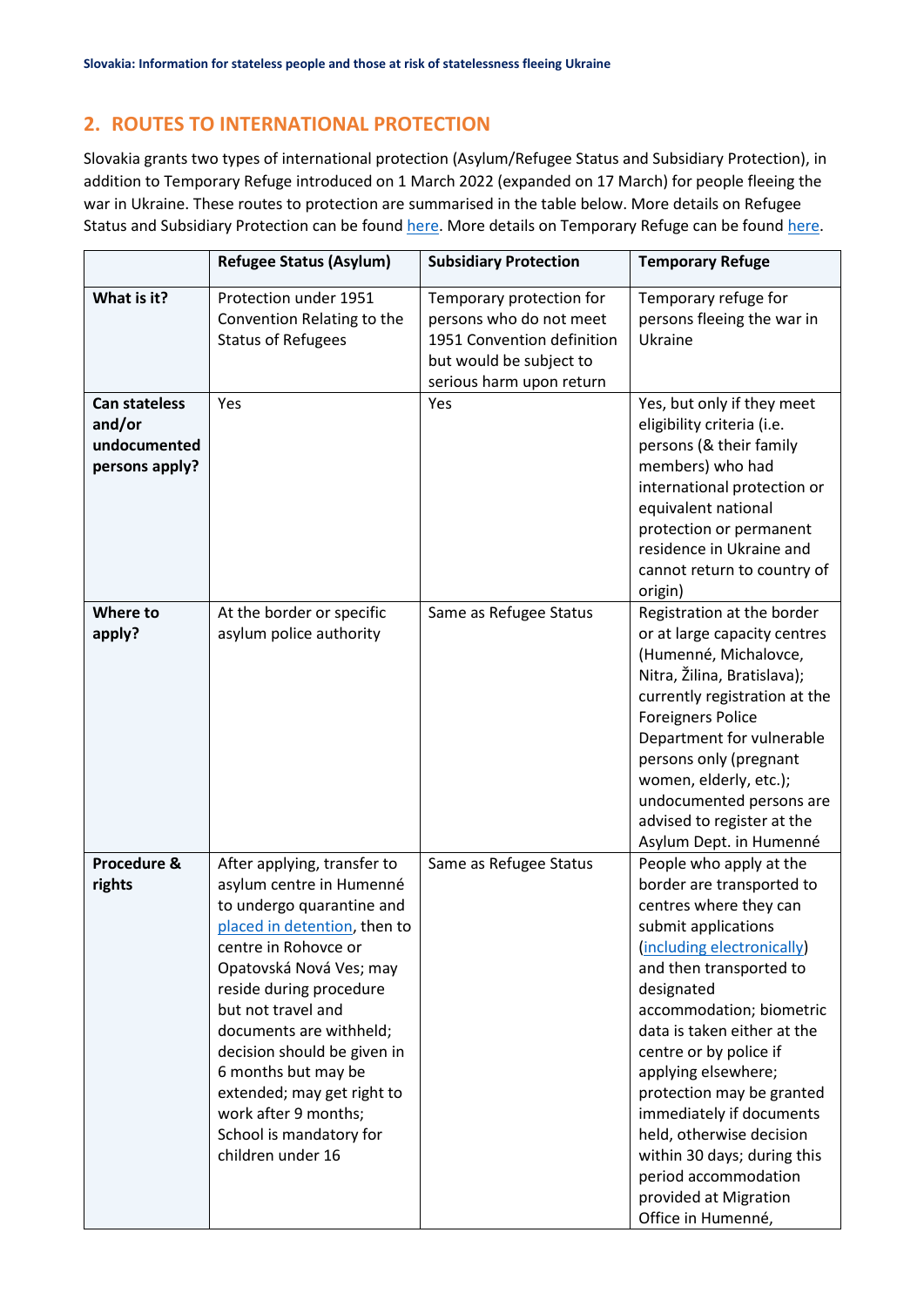## 2. ROUTES TO INTERNATIONAL PROTECTION

Slovakia grants two types of international protection (Asylum/Refugee Status and Subsidiary Protection), in addition to Temporary Refuge introduced on 1 March 2022 (expanded on 17 March) for people fleeing the war in Ukraine. These routes to protection are summarised in the table below. More details on Refugee Status and Subsidiary Protection can be found here. More details on Temporary Refuge can be found here.

| | Refugee Status (Asylum) | Subsidiary Protection | Temporary Refuge |
|---|---|---|---|
| **What is it?** | Protection under 1951 Convention Relating to the Status of Refugees | Temporary protection for persons who do not meet 1951 Convention definition but would be subject to serious harm upon return | Temporary refuge for persons fleeing the war in Ukraine |
| **Can stateless and/or undocumented persons apply?** | Yes | Yes | Yes, but only if they meet eligibility criteria (i.e. persons (& their family members) who had international protection or equivalent national protection or permanent residence in Ukraine and cannot return to country of origin) |
| **Where to apply?** | At the border or specific asylum police authority | Same as Refugee Status | Registration at the border or at large capacity centres (Humenné, Michalovce, Nitra, Žilina, Bratislava); currently registration at the Foreigners Police Department for vulnerable persons only (pregnant women, elderly, etc.); undocumented persons are advised to register at the Asylum Dept. in Humenné |
| **Procedure & rights** | After applying, transfer to asylum centre in Humenné to undergo quarantine and placed in detention, then to centre in Rohovce or Opatovská Nová Ves; may reside during procedure but not travel and documents are withheld; decision should be given in 6 months but may be extended; may get right to work after 9 months; School is mandatory for children under 16 | Same as Refugee Status | People who apply at the border are transported to centres where they can submit applications (including electronically) and then transported to designated accommodation; biometric data is taken either at the centre or by police if applying elsewhere; protection may be granted immediately if documents held, otherwise decision within 30 days; during this period accommodation provided at Migration Office in Humenné, |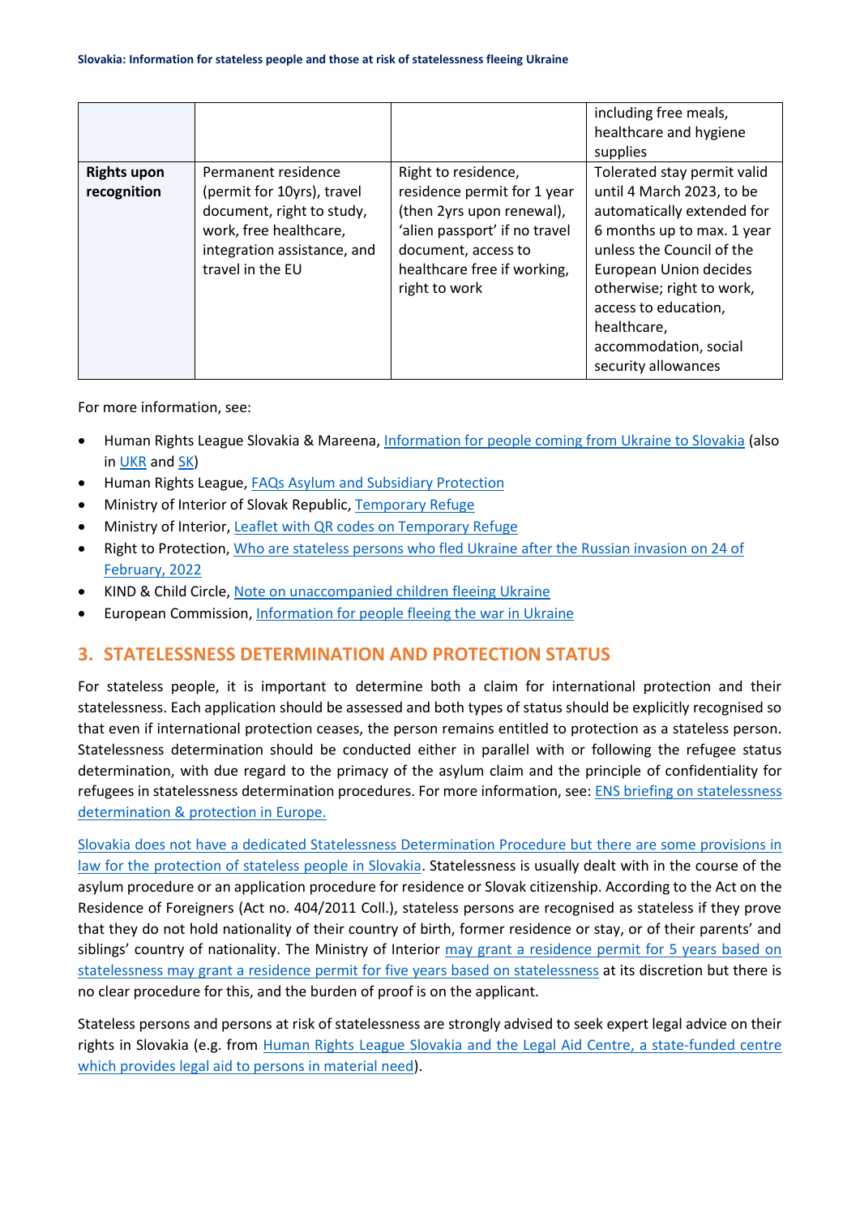| | | | including free meals, healthcare and hygiene supplies |
|---|---|---|---|
| **Rights upon recognition** | Permanent residence (permit for 10yrs), travel document, right to study, work, free healthcare, integration assistance, and travel in the EU | Right to residence, residence permit for 1 year (then 2yrs upon renewal), 'alien passport' if no travel document, access to healthcare free if working, right to work | Tolerated stay permit valid until 4 March 2023, to be automatically extended for 6 months up to max. 1 year unless the Council of the European Union decides otherwise; right to work, access to education, healthcare, accommodation, social security allowances |

For more information, see:

- Human Rights League Slovakia & Mareena, Information for people coming from Ukraine to Slovakia (also in UKR and SK)
- Human Rights League, FAQs Asylum and Subsidiary Protection
- Ministry of Interior of Slovak Republic, Temporary Refuge
- Ministry of Interior, Leaflet with QR codes on Temporary Refuge
- Right to Protection, Who are stateless persons who fled Ukraine after the Russian invasion on 24 of February, 2022
- KIND & Child Circle, Note on unaccompanied children fleeing Ukraine
- European Commission, Information for people fleeing the war in Ukraine

## 3. STATELESSNESS DETERMINATION AND PROTECTION STATUS

For stateless people, it is important to determine both a claim for international protection and their statelessness. Each application should be assessed and both types of status should be explicitly recognised so that even if international protection ceases, the person remains entitled to protection as a stateless person. Statelessness determination should be conducted either in parallel with or following the refugee status determination, with due regard to the primacy of the asylum claim and the principle of confidentiality for refugees in statelessness determination procedures. For more information, see: ENS briefing on statelessness determination & protection in Europe.

Slovakia does not have a dedicated Statelessness Determination Procedure but there are some provisions in law for the protection of stateless people in Slovakia. Statelessness is usually dealt with in the course of the asylum procedure or an application procedure for residence or Slovak citizenship. According to the Act on the Residence of Foreigners (Act no. 404/2011 Coll.), stateless persons are recognised as stateless if they prove that they do not hold nationality of their country of birth, former residence or stay, or of their parents' and siblings' country of nationality. The Ministry of Interior may grant a residence permit for 5 years based on statelessness may grant a residence permit for five years based on statelessness at its discretion but there is no clear procedure for this, and the burden of proof is on the applicant.

Stateless persons and persons at risk of statelessness are strongly advised to seek expert legal advice on their rights in Slovakia (e.g. from Human Rights League Slovakia and the Legal Aid Centre, a state-funded centre which provides legal aid to persons in material need).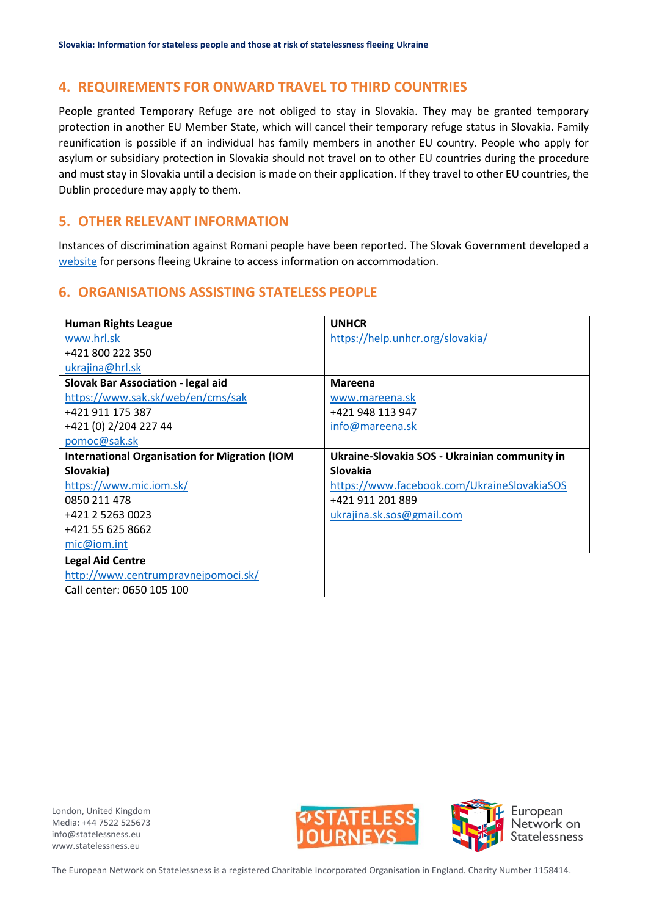## 4. REQUIREMENTS FOR ONWARD TRAVEL TO THIRD COUNTRIES

People granted Temporary Refuge are not obliged to stay in Slovakia. They may be granted temporary protection in another EU Member State, which will cancel their temporary refuge status in Slovakia. Family reunification is possible if an individual has family members in another EU country. People who apply for asylum or subsidiary protection in Slovakia should not travel on to other EU countries during the procedure and must stay in Slovakia until a decision is made on their application. If they travel to other EU countries, the Dublin procedure may apply to them.

## 5. OTHER RELEVANT INFORMATION

Instances of discrimination against Romani people have been reported. The Slovak Government developed a website for persons fleeing Ukraine to access information on accommodation.

## 6. ORGANISATIONS ASSISTING STATELESS PEOPLE

| | |
|---|---|
| **Human Rights League**<br>www.hrl.sk<br>+421 800 222 350<br>ukrajina@hrl.sk | **UNHCR**<br>https://help.unhcr.org/slovakia/ |
| **Slovak Bar Association - legal aid**<br>https://www.sak.sk/web/en/cms/sak<br>+421 911 175 387<br>+421 (0) 2/204 227 44<br>pomoc@sak.sk | **Mareena**<br>www.mareena.sk<br>+421 948 113 947<br>info@mareena.sk |
| **International Organisation for Migration (IOM Slovakia)**<br>https://www.mic.iom.sk/<br>0850 211 478<br>+421 2 5263 0023<br>+421 55 625 8662<br>mic@iom.int | **Ukraine-Slovakia SOS - Ukrainian community in Slovakia**<br>https://www.facebook.com/UkraineSlovakiaSOS<br>+421 911 201 889<br>ukrajina.sk.sos@gmail.com |
| **Legal Aid Centre**<br>http://www.centrumpravnejpomoci.sk/<br>Call center: 0650 105 100 | |

London, United Kingdom
Media: +44 7522 525673
info@statelessness.eu
www.statelessness.eu

STATELESS JOURNEYS

European Network on Statelessness

The European Network on Statelessness is a registered Charitable Incorporated Organisation in England. Charity Number 1158414.